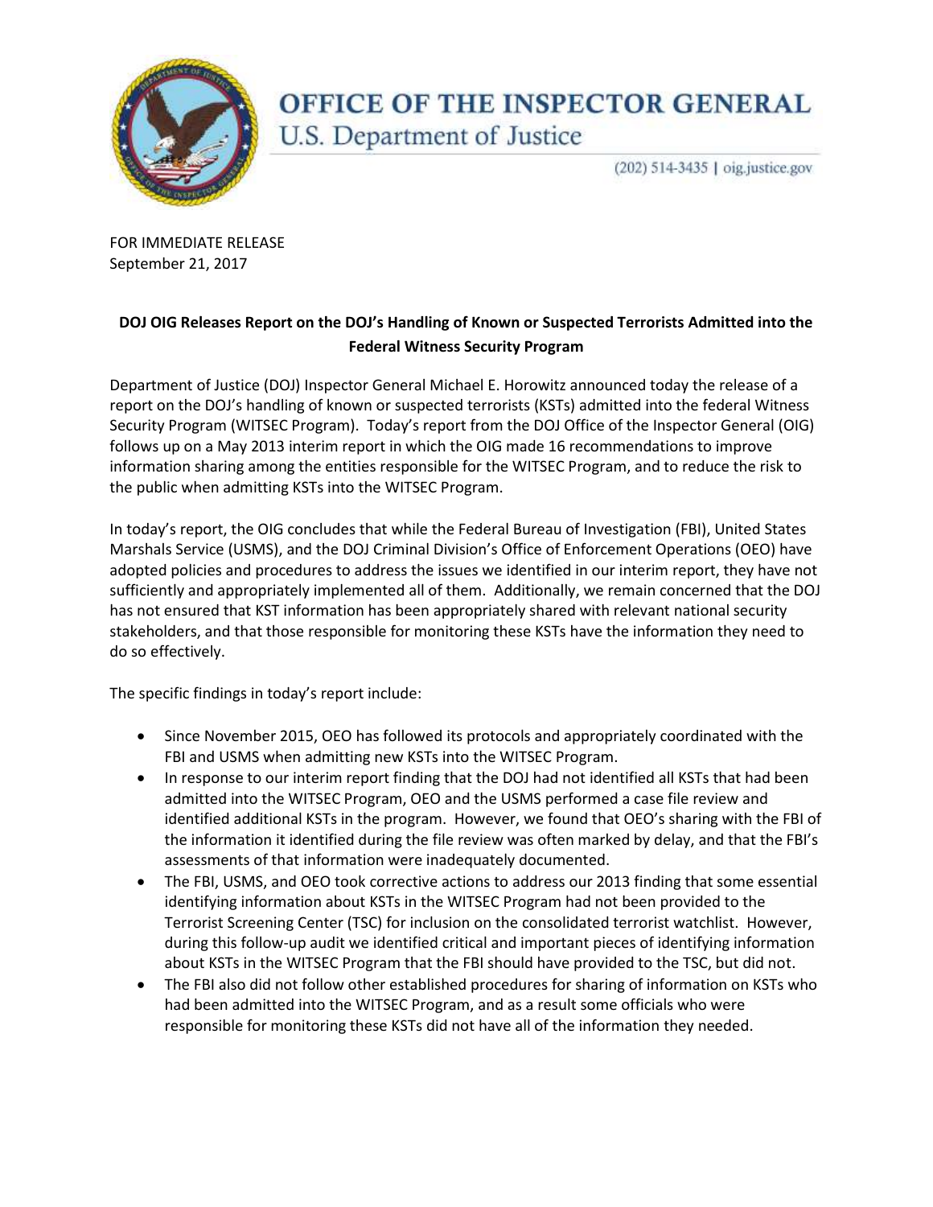# OFFICE OF THE INSPECTOR GENERAL

U.S. Department of Justice

(202) 514-3435 | oig.justice.gov

FOR IMMEDIATE RELEASE
September 21, 2017

**DOJ OIG Releases Report on the DOJ's Handling of Known or Suspected Terrorists Admitted into the Federal Witness Security Program**

Department of Justice (DOJ) Inspector General Michael E. Horowitz announced today the release of a report on the DOJ's handling of known or suspected terrorists (KSTs) admitted into the federal Witness Security Program (WITSEC Program). Today's report from the DOJ Office of the Inspector General (OIG) follows up on a May 2013 interim report in which the OIG made 16 recommendations to improve information sharing among the entities responsible for the WITSEC Program, and to reduce the risk to the public when admitting KSTs into the WITSEC Program.

In today's report, the OIG concludes that while the Federal Bureau of Investigation (FBI), United States Marshals Service (USMS), and the DOJ Criminal Division's Office of Enforcement Operations (OEO) have adopted policies and procedures to address the issues we identified in our interim report, they have not sufficiently and appropriately implemented all of them. Additionally, we remain concerned that the DOJ has not ensured that KST information has been appropriately shared with relevant national security stakeholders, and that those responsible for monitoring these KSTs have the information they need to do so effectively.

The specific findings in today's report include:

- Since November 2015, OEO has followed its protocols and appropriately coordinated with the FBI and USMS when admitting new KSTs into the WITSEC Program.
- In response to our interim report finding that the DOJ had not identified all KSTs that had been admitted into the WITSEC Program, OEO and the USMS performed a case file review and identified additional KSTs in the program. However, we found that OEO's sharing with the FBI of the information it identified during the file review was often marked by delay, and that the FBI's assessments of that information were inadequately documented.
- The FBI, USMS, and OEO took corrective actions to address our 2013 finding that some essential identifying information about KSTs in the WITSEC Program had not been provided to the Terrorist Screening Center (TSC) for inclusion on the consolidated terrorist watchlist. However, during this follow-up audit we identified critical and important pieces of identifying information about KSTs in the WITSEC Program that the FBI should have provided to the TSC, but did not.
- The FBI also did not follow other established procedures for sharing of information on KSTs who had been admitted into the WITSEC Program, and as a result some officials who were responsible for monitoring these KSTs did not have all of the information they needed.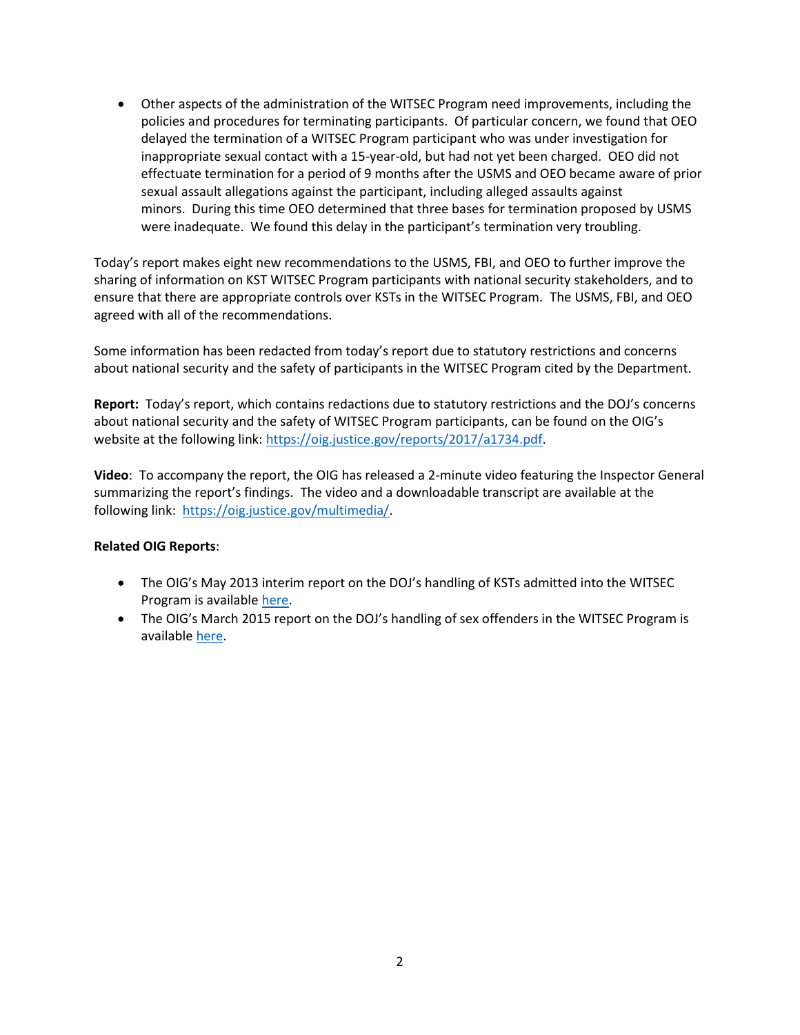- Other aspects of the administration of the WITSEC Program need improvements, including the policies and procedures for terminating participants. Of particular concern, we found that OEO delayed the termination of a WITSEC Program participant who was under investigation for inappropriate sexual contact with a 15-year-old, but had not yet been charged. OEO did not effectuate termination for a period of 9 months after the USMS and OEO became aware of prior sexual assault allegations against the participant, including alleged assaults against minors. During this time OEO determined that three bases for termination proposed by USMS were inadequate. We found this delay in the participant's termination very troubling.

Today's report makes eight new recommendations to the USMS, FBI, and OEO to further improve the sharing of information on KST WITSEC Program participants with national security stakeholders, and to ensure that there are appropriate controls over KSTs in the WITSEC Program. The USMS, FBI, and OEO agreed with all of the recommendations.

Some information has been redacted from today's report due to statutory restrictions and concerns about national security and the safety of participants in the WITSEC Program cited by the Department.

**Report:** Today's report, which contains redactions due to statutory restrictions and the DOJ's concerns about national security and the safety of WITSEC Program participants, can be found on the OIG's website at the following link: https://oig.justice.gov/reports/2017/a1734.pdf.

**Video**: To accompany the report, the OIG has released a 2-minute video featuring the Inspector General summarizing the report's findings. The video and a downloadable transcript are available at the following link: https://oig.justice.gov/multimedia/.

**Related OIG Reports**:

- The OIG's May 2013 interim report on the DOJ's handling of KSTs admitted into the WITSEC Program is available here.
- The OIG's March 2015 report on the DOJ's handling of sex offenders in the WITSEC Program is available here.